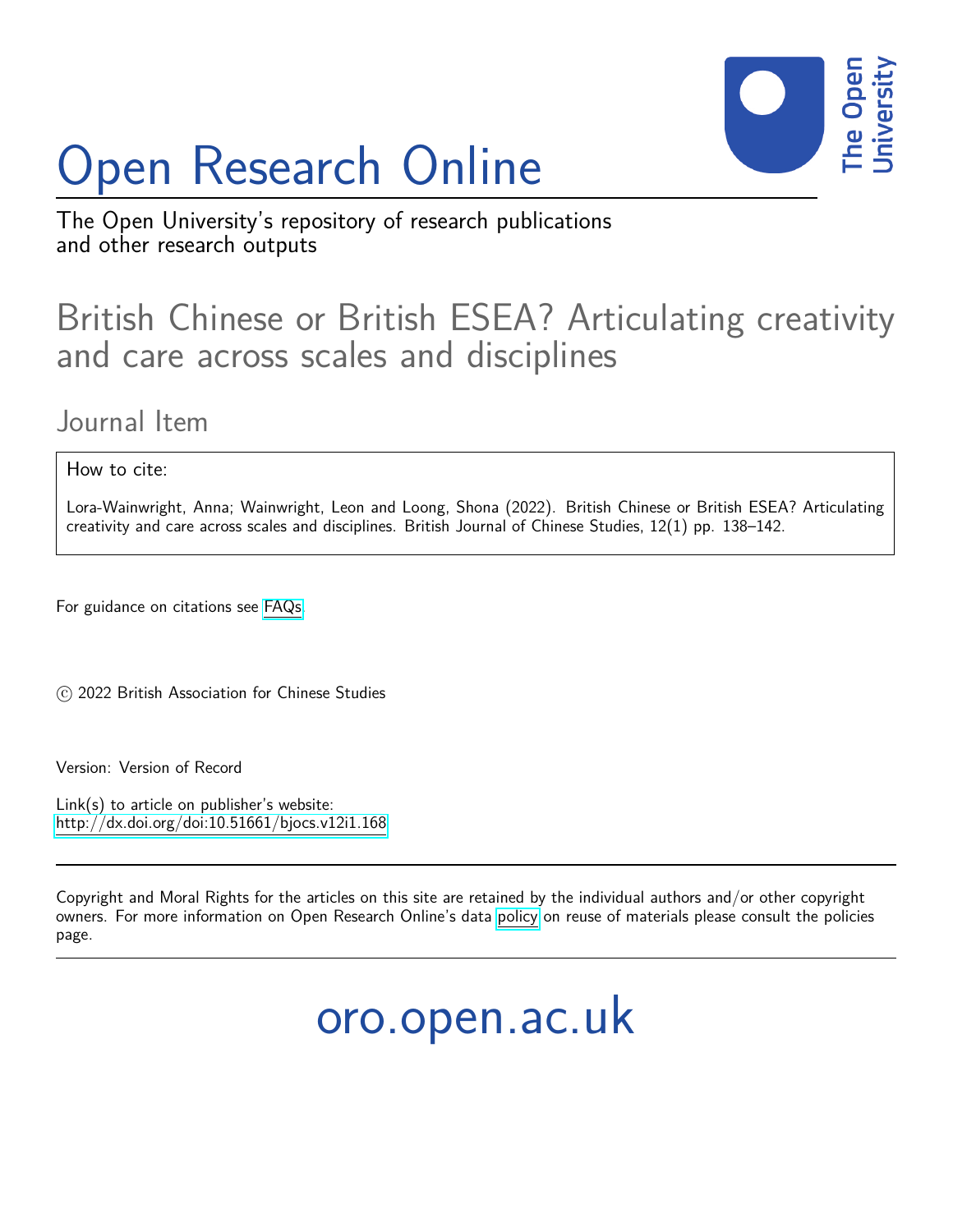# Open Research Online

The Open University's repository of research publications and other research outputs

## British Chinese or British ESEA? Articulating creativity and care across scales and disciplines

### Journal Item

How to cite:

Lora-Wainwright, Anna; Wainwright, Leon and Loong, Shona (2022). British Chinese or British ESEA? Articulating creativity and care across scales and disciplines. British Journal of Chinese Studies, 12(1) pp. 138–142.

For guidance on citations see FAQs.

© 2022 British Association for Chinese Studies

Version: Version of Record

Link(s) to article on publisher's website:
http://dx.doi.org/doi:10.51661/bjocs.v12i1.168

Copyright and Moral Rights for the articles on this site are retained by the individual authors and/or other copyright owners. For more information on Open Research Online's data policy on reuse of materials please consult the policies page.

oro.open.ac.uk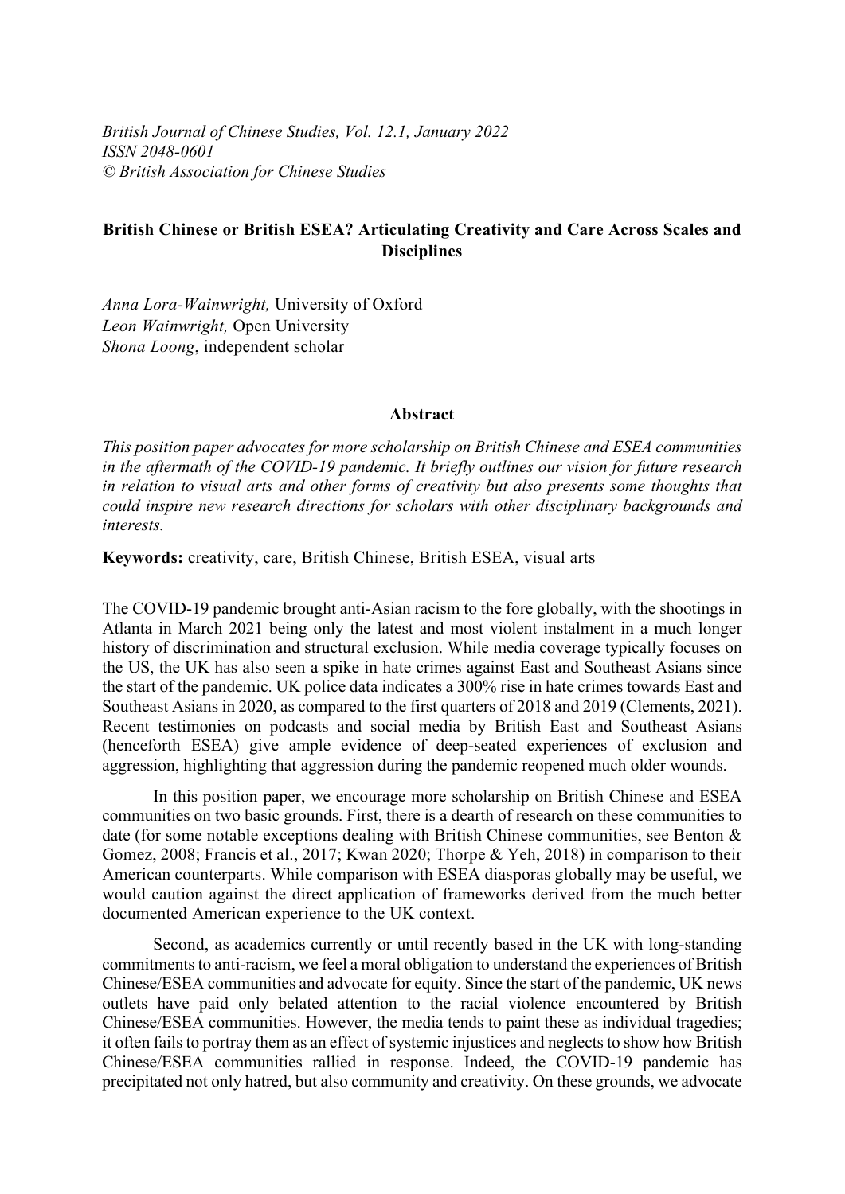*British Journal of Chinese Studies, Vol. 12.1, January 2022*
*ISSN 2048-0601*
*© British Association for Chinese Studies*

**British Chinese or British ESEA? Articulating Creativity and Care Across Scales and Disciplines**

*Anna Lora-Wainwright,* University of Oxford
*Leon Wainwright,* Open University
*Shona Loong*, independent scholar

**Abstract**

*This position paper advocates for more scholarship on British Chinese and ESEA communities in the aftermath of the COVID-19 pandemic. It briefly outlines our vision for future research in relation to visual arts and other forms of creativity but also presents some thoughts that could inspire new research directions for scholars with other disciplinary backgrounds and interests.*

**Keywords:** creativity, care, British Chinese, British ESEA, visual arts

The COVID-19 pandemic brought anti-Asian racism to the fore globally, with the shootings in Atlanta in March 2021 being only the latest and most violent instalment in a much longer history of discrimination and structural exclusion. While media coverage typically focuses on the US, the UK has also seen a spike in hate crimes against East and Southeast Asians since the start of the pandemic. UK police data indicates a 300% rise in hate crimes towards East and Southeast Asians in 2020, as compared to the first quarters of 2018 and 2019 (Clements, 2021). Recent testimonies on podcasts and social media by British East and Southeast Asians (henceforth ESEA) give ample evidence of deep-seated experiences of exclusion and aggression, highlighting that aggression during the pandemic reopened much older wounds.

In this position paper, we encourage more scholarship on British Chinese and ESEA communities on two basic grounds. First, there is a dearth of research on these communities to date (for some notable exceptions dealing with British Chinese communities, see Benton & Gomez, 2008; Francis et al., 2017; Kwan 2020; Thorpe & Yeh, 2018) in comparison to their American counterparts. While comparison with ESEA diasporas globally may be useful, we would caution against the direct application of frameworks derived from the much better documented American experience to the UK context.

Second, as academics currently or until recently based in the UK with long-standing commitments to anti-racism, we feel a moral obligation to understand the experiences of British Chinese/ESEA communities and advocate for equity. Since the start of the pandemic, UK news outlets have paid only belated attention to the racial violence encountered by British Chinese/ESEA communities. However, the media tends to paint these as individual tragedies; it often fails to portray them as an effect of systemic injustices and neglects to show how British Chinese/ESEA communities rallied in response. Indeed, the COVID-19 pandemic has precipitated not only hatred, but also community and creativity. On these grounds, we advocate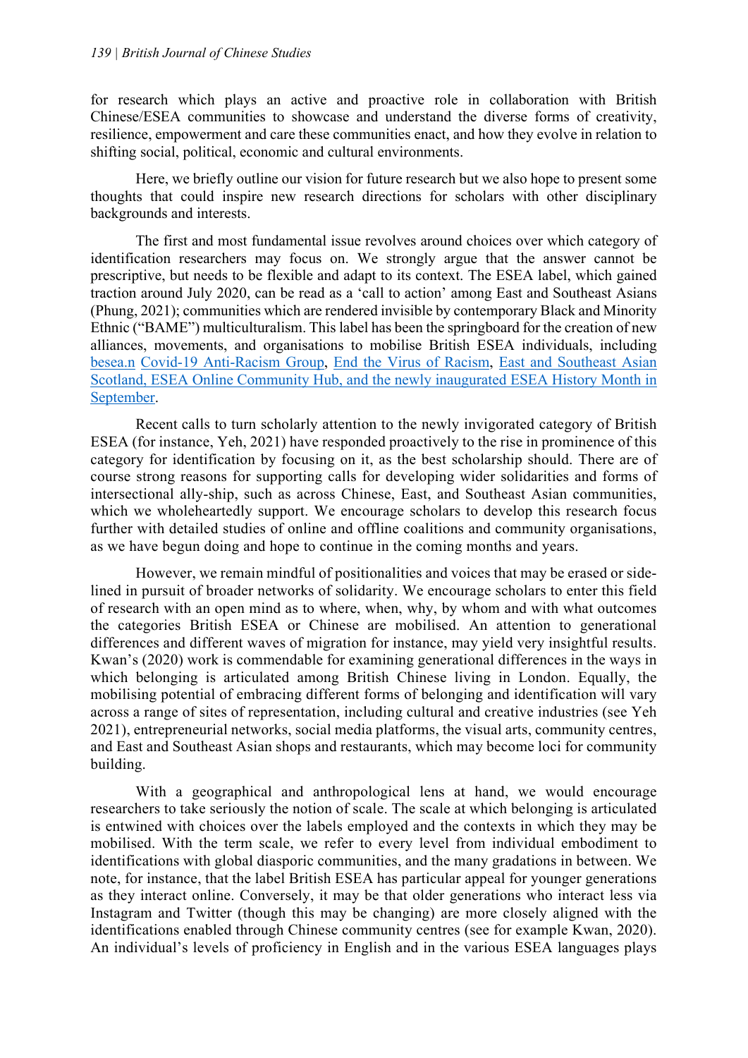for research which plays an active and proactive role in collaboration with British Chinese/ESEA communities to showcase and understand the diverse forms of creativity, resilience, empowerment and care these communities enact, and how they evolve in relation to shifting social, political, economic and cultural environments.

Here, we briefly outline our vision for future research but we also hope to present some thoughts that could inspire new research directions for scholars with other disciplinary backgrounds and interests.

The first and most fundamental issue revolves around choices over which category of identification researchers may focus on. We strongly argue that the answer cannot be prescriptive, but needs to be flexible and adapt to its context. The ESEA label, which gained traction around July 2020, can be read as a 'call to action' among East and Southeast Asians (Phung, 2021); communities which are rendered invisible by contemporary Black and Minority Ethnic ("BAME") multiculturalism. This label has been the springboard for the creation of new alliances, movements, and organisations to mobilise British ESEA individuals, including besea.n Covid-19 Anti-Racism Group, End the Virus of Racism, East and Southeast Asian Scotland, ESEA Online Community Hub, and the newly inaugurated ESEA History Month in September.

Recent calls to turn scholarly attention to the newly invigorated category of British ESEA (for instance, Yeh, 2021) have responded proactively to the rise in prominence of this category for identification by focusing on it, as the best scholarship should. There are of course strong reasons for supporting calls for developing wider solidarities and forms of intersectional ally-ship, such as across Chinese, East, and Southeast Asian communities, which we wholeheartedly support. We encourage scholars to develop this research focus further with detailed studies of online and offline coalitions and community organisations, as we have begun doing and hope to continue in the coming months and years.

However, we remain mindful of positionalities and voices that may be erased or side-lined in pursuit of broader networks of solidarity. We encourage scholars to enter this field of research with an open mind as to where, when, why, by whom and with what outcomes the categories British ESEA or Chinese are mobilised. An attention to generational differences and different waves of migration for instance, may yield very insightful results. Kwan's (2020) work is commendable for examining generational differences in the ways in which belonging is articulated among British Chinese living in London. Equally, the mobilising potential of embracing different forms of belonging and identification will vary across a range of sites of representation, including cultural and creative industries (see Yeh 2021), entrepreneurial networks, social media platforms, the visual arts, community centres, and East and Southeast Asian shops and restaurants, which may become loci for community building.

With a geographical and anthropological lens at hand, we would encourage researchers to take seriously the notion of scale. The scale at which belonging is articulated is entwined with choices over the labels employed and the contexts in which they may be mobilised. With the term scale, we refer to every level from individual embodiment to identifications with global diasporic communities, and the many gradations in between. We note, for instance, that the label British ESEA has particular appeal for younger generations as they interact online. Conversely, it may be that older generations who interact less via Instagram and Twitter (though this may be changing) are more closely aligned with the identifications enabled through Chinese community centres (see for example Kwan, 2020). An individual's levels of proficiency in English and in the various ESEA languages plays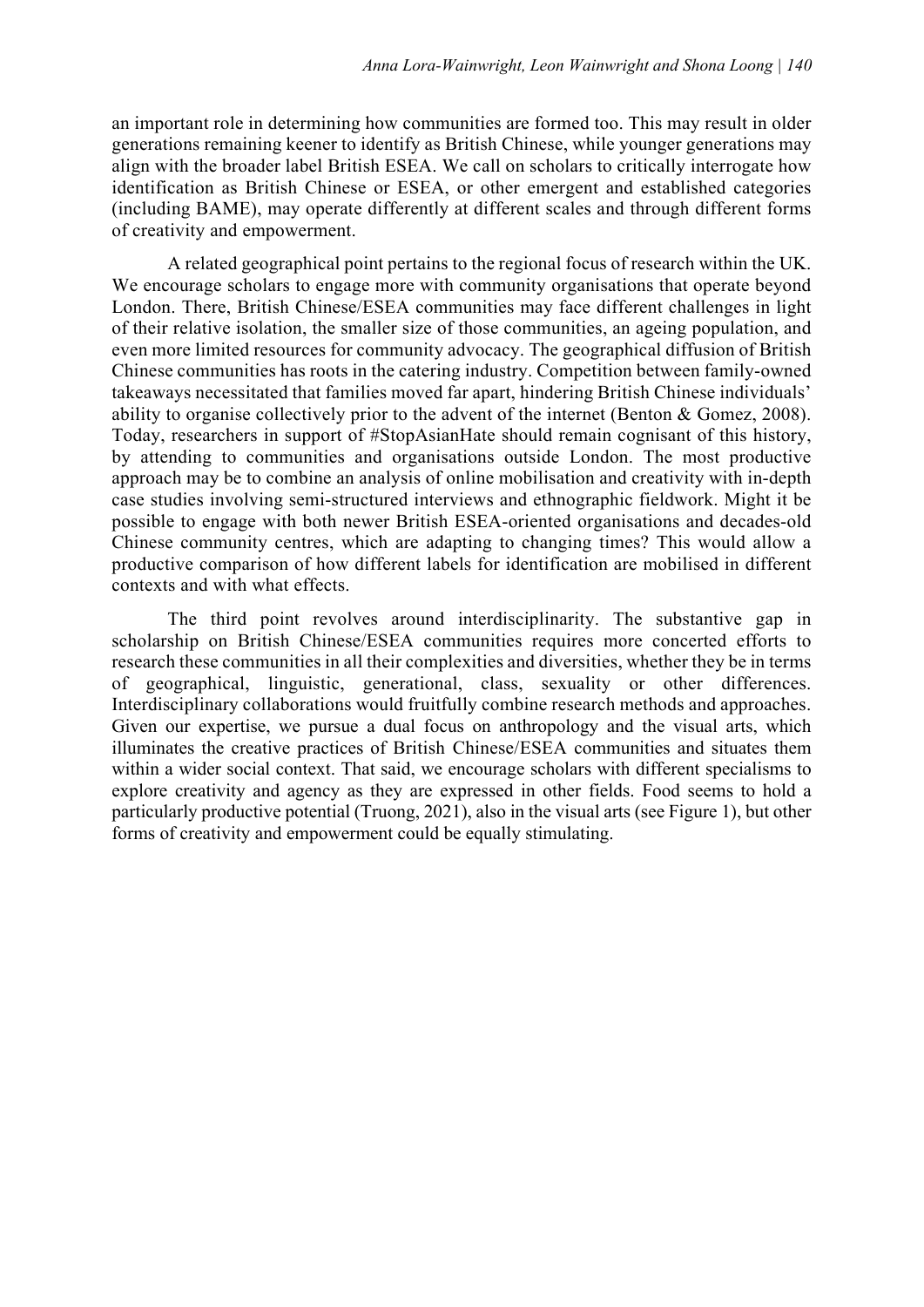an important role in determining how communities are formed too. This may result in older generations remaining keener to identify as British Chinese, while younger generations may align with the broader label British ESEA. We call on scholars to critically interrogate how identification as British Chinese or ESEA, or other emergent and established categories (including BAME), may operate differently at different scales and through different forms of creativity and empowerment.

A related geographical point pertains to the regional focus of research within the UK. We encourage scholars to engage more with community organisations that operate beyond London. There, British Chinese/ESEA communities may face different challenges in light of their relative isolation, the smaller size of those communities, an ageing population, and even more limited resources for community advocacy. The geographical diffusion of British Chinese communities has roots in the catering industry. Competition between family-owned takeaways necessitated that families moved far apart, hindering British Chinese individuals' ability to organise collectively prior to the advent of the internet (Benton & Gomez, 2008). Today, researchers in support of #StopAsianHate should remain cognisant of this history, by attending to communities and organisations outside London. The most productive approach may be to combine an analysis of online mobilisation and creativity with in-depth case studies involving semi-structured interviews and ethnographic fieldwork. Might it be possible to engage with both newer British ESEA-oriented organisations and decades-old Chinese community centres, which are adapting to changing times? This would allow a productive comparison of how different labels for identification are mobilised in different contexts and with what effects.

The third point revolves around interdisciplinarity. The substantive gap in scholarship on British Chinese/ESEA communities requires more concerted efforts to research these communities in all their complexities and diversities, whether they be in terms of geographical, linguistic, generational, class, sexuality or other differences. Interdisciplinary collaborations would fruitfully combine research methods and approaches. Given our expertise, we pursue a dual focus on anthropology and the visual arts, which illuminates the creative practices of British Chinese/ESEA communities and situates them within a wider social context. That said, we encourage scholars with different specialisms to explore creativity and agency as they are expressed in other fields. Food seems to hold a particularly productive potential (Truong, 2021), also in the visual arts (see Figure 1), but other forms of creativity and empowerment could be equally stimulating.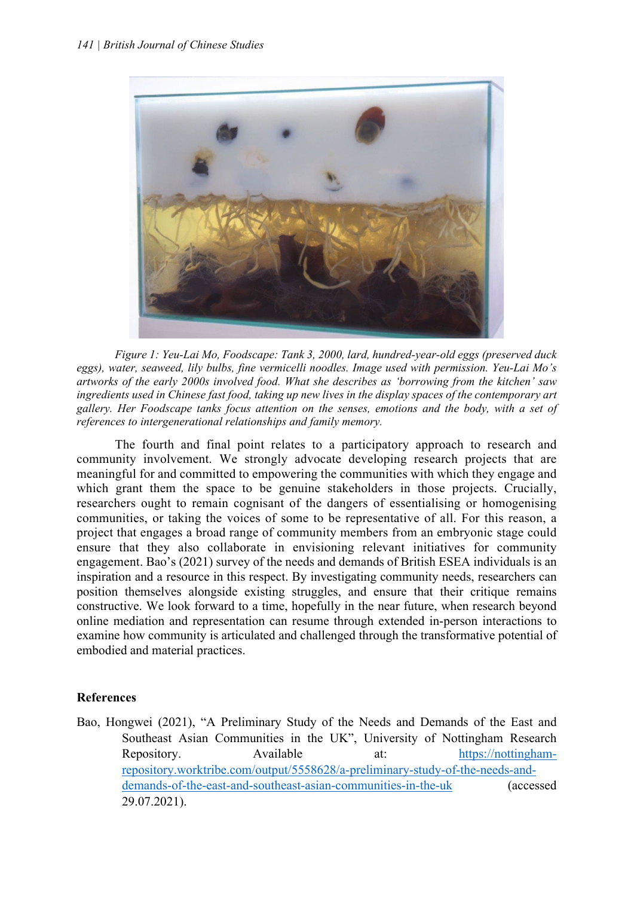*Figure 1: Yeu-Lai Mo, Foodscape: Tank 3, 2000, lard, hundred-year-old eggs (preserved duck eggs), water, seaweed, lily bulbs, fine vermicelli noodles. Image used with permission. Yeu-Lai Mo's artworks of the early 2000s involved food. What she describes as 'borrowing from the kitchen' saw ingredients used in Chinese fast food, taking up new lives in the display spaces of the contemporary art gallery. Her Foodscape tanks focus attention on the senses, emotions and the body, with a set of references to intergenerational relationships and family memory.*

The fourth and final point relates to a participatory approach to research and community involvement. We strongly advocate developing research projects that are meaningful for and committed to empowering the communities with which they engage and which grant them the space to be genuine stakeholders in those projects. Crucially, researchers ought to remain cognisant of the dangers of essentialising or homogenising communities, or taking the voices of some to be representative of all. For this reason, a project that engages a broad range of community members from an embryonic stage could ensure that they also collaborate in envisioning relevant initiatives for community engagement. Bao's (2021) survey of the needs and demands of British ESEA individuals is an inspiration and a resource in this respect. By investigating community needs, researchers can position themselves alongside existing struggles, and ensure that their critique remains constructive. We look forward to a time, hopefully in the near future, when research beyond online mediation and representation can resume through extended in-person interactions to examine how community is articulated and challenged through the transformative potential of embodied and material practices.

## References

Bao, Hongwei (2021), "A Preliminary Study of the Needs and Demands of the East and Southeast Asian Communities in the UK", University of Nottingham Research Repository. Available at: https://nottingham-repository.worktribe.com/output/5558628/a-preliminary-study-of-the-needs-and-demands-of-the-east-and-southeast-asian-communities-in-the-uk (accessed 29.07.2021).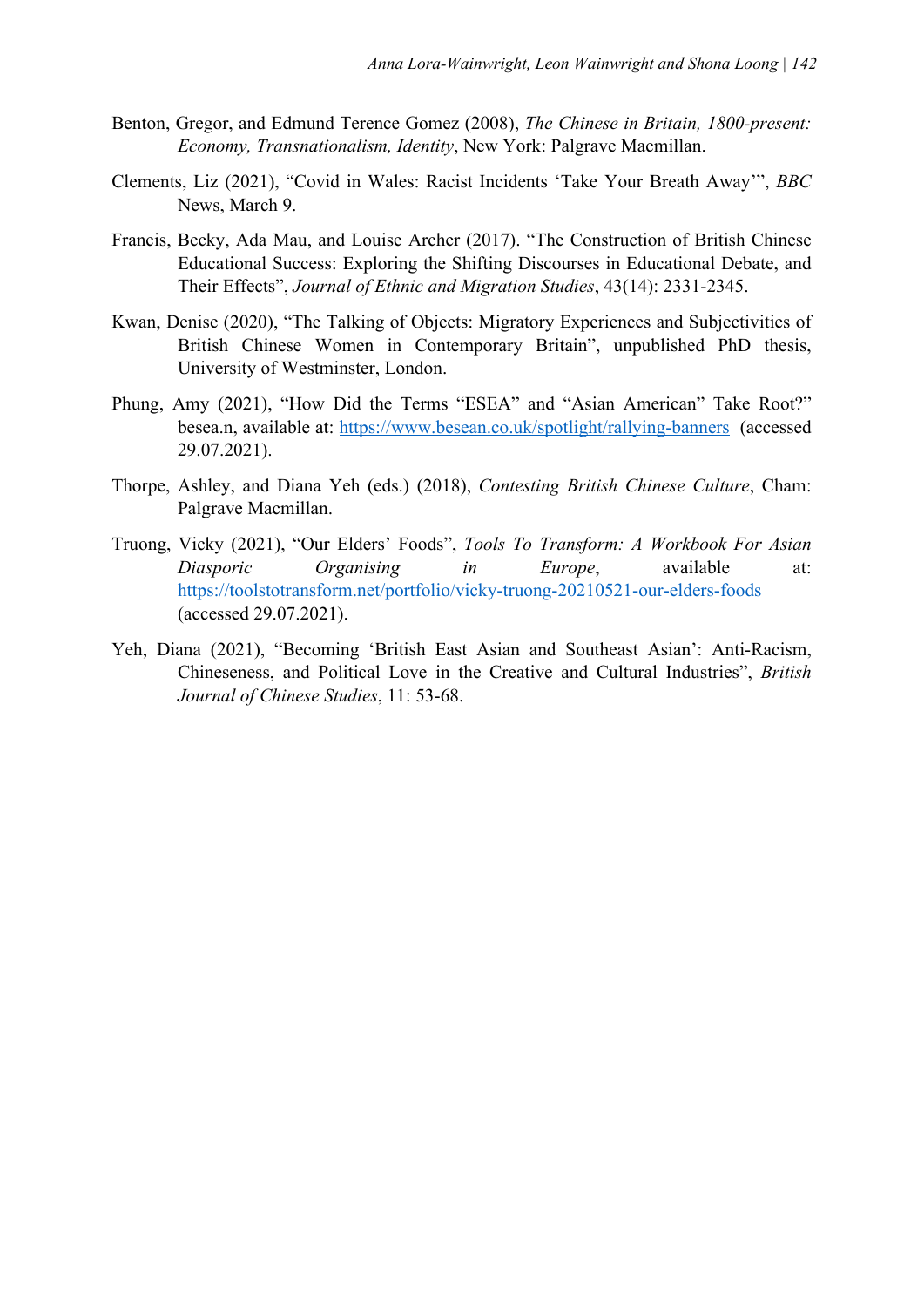Benton, Gregor, and Edmund Terence Gomez (2008), *The Chinese in Britain, 1800-present: Economy, Transnationalism, Identity*, New York: Palgrave Macmillan.

Clements, Liz (2021), "Covid in Wales: Racist Incidents 'Take Your Breath Away'", *BBC* News, March 9.

Francis, Becky, Ada Mau, and Louise Archer (2017). "The Construction of British Chinese Educational Success: Exploring the Shifting Discourses in Educational Debate, and Their Effects", *Journal of Ethnic and Migration Studies*, 43(14): 2331-2345.

Kwan, Denise (2020), "The Talking of Objects: Migratory Experiences and Subjectivities of British Chinese Women in Contemporary Britain", unpublished PhD thesis, University of Westminster, London.

Phung, Amy (2021), "How Did the Terms "ESEA" and "Asian American" Take Root?" besea.n, available at: https://www.besean.co.uk/spotlight/rallying-banners (accessed 29.07.2021).

Thorpe, Ashley, and Diana Yeh (eds.) (2018), *Contesting British Chinese Culture*, Cham: Palgrave Macmillan.

Truong, Vicky (2021), "Our Elders' Foods", *Tools To Transform: A Workbook For Asian Diasporic Organising in Europe*, available at: https://toolstotransform.net/portfolio/vicky-truong-20210521-our-elders-foods (accessed 29.07.2021).

Yeh, Diana (2021), "Becoming 'British East Asian and Southeast Asian': Anti-Racism, Chineseness, and Political Love in the Creative and Cultural Industries", *British Journal of Chinese Studies*, 11: 53-68.